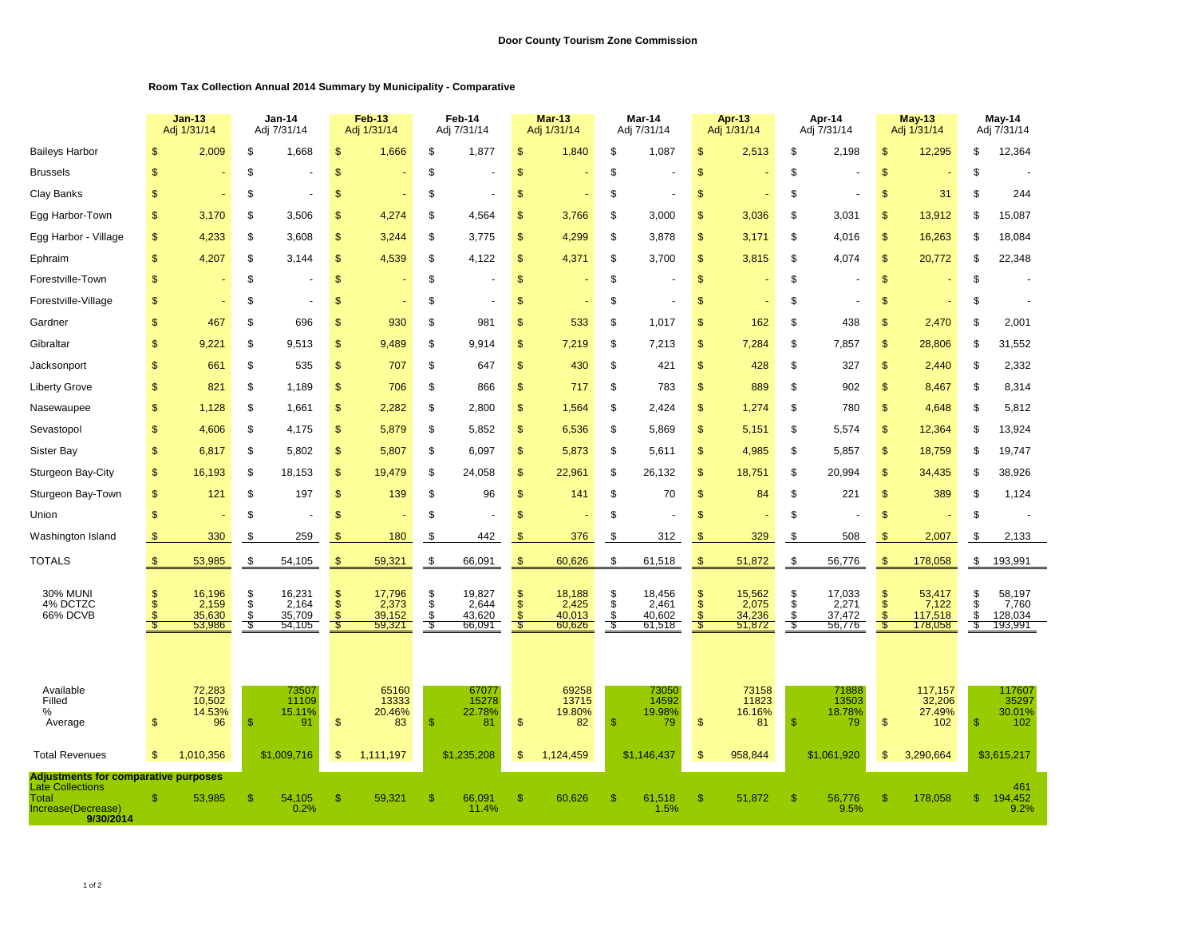# Door County Tourism Zone Commission

## Room Tax Collection Annual 2014 Summary by Municipality - Comparative

| | Jan-13 Adj 1/31/14 | Jan-14 Adj 7/31/14 | Feb-13 Adj 1/31/14 | Feb-14 Adj 7/31/14 | Mar-13 Adj 1/31/14 | Mar-14 Adj 7/31/14 | Apr-13 Adj 1/31/14 | Apr-14 Adj 7/31/14 | May-13 Adj 1/31/14 | May-14 Adj 7/31/14 |
|---|---|---|---|---|---|---|---|---|---|---|
| Baileys Harbor | $ 2,009 | $ 1,668 | $ 1,666 | $ 1,877 | $ 1,840 | $ 1,087 | $ 2,513 | $ 2,198 | $ 12,295 | $ 12,364 |
| Brussels | $ - | $ - | $ - | $ - | $ - | $ - | $ - | $ - | $ - | $ - |
| Clay Banks | $ - | $ - | $ - | $ - | $ - | $ - | $ - | $ - | $ 31 | $ 244 |
| Egg Harbor-Town | $ 3,170 | $ 3,506 | $ 4,274 | $ 4,564 | $ 3,766 | $ 3,000 | $ 3,036 | $ 3,031 | $ 13,912 | $ 15,087 |
| Egg Harbor - Village | $ 4,233 | $ 3,608 | $ 3,244 | $ 3,775 | $ 4,299 | $ 3,878 | $ 3,171 | $ 4,016 | $ 16,263 | $ 18,084 |
| Ephraim | $ 4,207 | $ 3,144 | $ 4,539 | $ 4,122 | $ 4,371 | $ 3,700 | $ 3,815 | $ 4,074 | $ 20,772 | $ 22,348 |
| Forestville-Town | $ - | $ - | $ - | $ - | $ - | $ - | $ - | $ - | $ - | $ - |
| Forestville-Village | $ - | $ - | $ - | $ - | $ - | $ - | $ - | $ - | $ - | $ - |
| Gardner | $ 467 | $ 696 | $ 930 | $ 981 | $ 533 | $ 1,017 | $ 162 | $ 438 | $ 2,470 | $ 2,001 |
| Gibraltar | $ 9,221 | $ 9,513 | $ 9,489 | $ 9,914 | $ 7,219 | $ 7,213 | $ 7,284 | $ 7,857 | $ 28,806 | $ 31,552 |
| Jacksonport | $ 661 | $ 535 | $ 707 | $ 647 | $ 430 | $ 421 | $ 428 | $ 327 | $ 2,440 | $ 2,332 |
| Liberty Grove | $ 821 | $ 1,189 | $ 706 | $ 866 | $ 717 | $ 783 | $ 889 | $ 902 | $ 8,467 | $ 8,314 |
| Nasewaupee | $ 1,128 | $ 1,661 | $ 2,282 | $ 2,800 | $ 1,564 | $ 2,424 | $ 1,274 | $ 780 | $ 4,648 | $ 5,812 |
| Sevastopol | $ 4,606 | $ 4,175 | $ 5,879 | $ 5,852 | $ 6,536 | $ 5,869 | $ 5,151 | $ 5,574 | $ 12,364 | $ 13,924 |
| Sister Bay | $ 6,817 | $ 5,802 | $ 5,807 | $ 6,097 | $ 5,873 | $ 5,611 | $ 4,985 | $ 5,857 | $ 18,759 | $ 19,747 |
| Sturgeon Bay-City | $ 16,193 | $ 18,153 | $ 19,479 | $ 24,058 | $ 22,961 | $ 26,132 | $ 18,751 | $ 20,994 | $ 34,435 | $ 38,926 |
| Sturgeon Bay-Town | $ 121 | $ 197 | $ 139 | $ 96 | $ 141 | $ 70 | $ 84 | $ 221 | $ 389 | $ 1,124 |
| Union | $ - | $ - | $ - | $ - | $ - | $ - | $ - | $ - | $ - | $ - |
| Washington Island | $ 330 | $ 259 | $ 180 | $ 442 | $ 376 | $ 312 | $ 329 | $ 508 | $ 2,007 | $ 2,133 |
| TOTALS | $ 53,985 | $ 54,105 | $ 59,321 | $ 66,091 | $ 60,626 | $ 61,518 | $ 51,872 | $ 56,776 | $ 178,058 | $ 193,991 |
| 30% MUNI | $ 16,196 | $ 16,231 | $ 17,796 | $ 19,827 | $ 18,188 | $ 18,456 | $ 15,562 | $ 17,033 | $ 53,417 | $ 58,197 |
| 4% DCTZC | $ 2,159 | $ 2,164 | $ 2,373 | $ 2,644 | $ 2,425 | $ 2,461 | $ 2,075 | $ 2,271 | $ 7,122 | $ 7,760 |
| 66% DCVB | $ 35,630 | $ 35,709 | $ 39,152 | $ 43,620 | $ 40,013 | $ 40,602 | $ 34,236 | $ 37,472 | $ 117,518 | $ 128,034 |
| | $ 53,986 | $ 54,105 | $ 59,321 | $ 66,091 | $ 60,626 | $ 61,518 | $ 51,872 | $ 56,776 | $ 178,058 | $ 193,991 |
| Available | 72,283 | 73507 | 65160 | 67077 | 69258 | 73050 | 73158 | 71888 | 117,157 | 117607 |
| Filled | 10,502 | 11109 | 13333 | 15278 | 13715 | 14592 | 11823 | 13503 | 32,206 | 35297 |
| % | 14.53% | 15.11% | 20.46% | 22.78% | 19.80% | 19.98% | 16.16% | 18.78% | 27.49% | 30.01% |
| Average | $ 96 | $ 91 | $ 83 | $ 81 | $ 82 | $ 79 | $ 81 | $ 79 | $ 102 | $ 102 |
| Total Revenues | $ 1,010,356 | $1,009,716 | $ 1,111,197 | $1,235,208 | $ 1,124,459 | $1,146,437 | $ 958,844 | $1,061,920 | $ 3,290,664 | $3,615,217 |
| **Adjustments for comparative purposes** | | | | | | | | | | |
| Late Collections | | | | | | | | | | 461 |
| Total | $ 53,985 | $ 54,105 | $ 59,321 | $ 66,091 | $ 60,626 | $ 61,518 | $ 51,872 | $ 56,776 | $ 178,058 | $ 194,452 |
| Increase(Decrease) | | 0.2% | | 11.4% | | 1.5% | | 9.5% | | 9.2% |
| **9/30/2014** | | | | | | | | | | |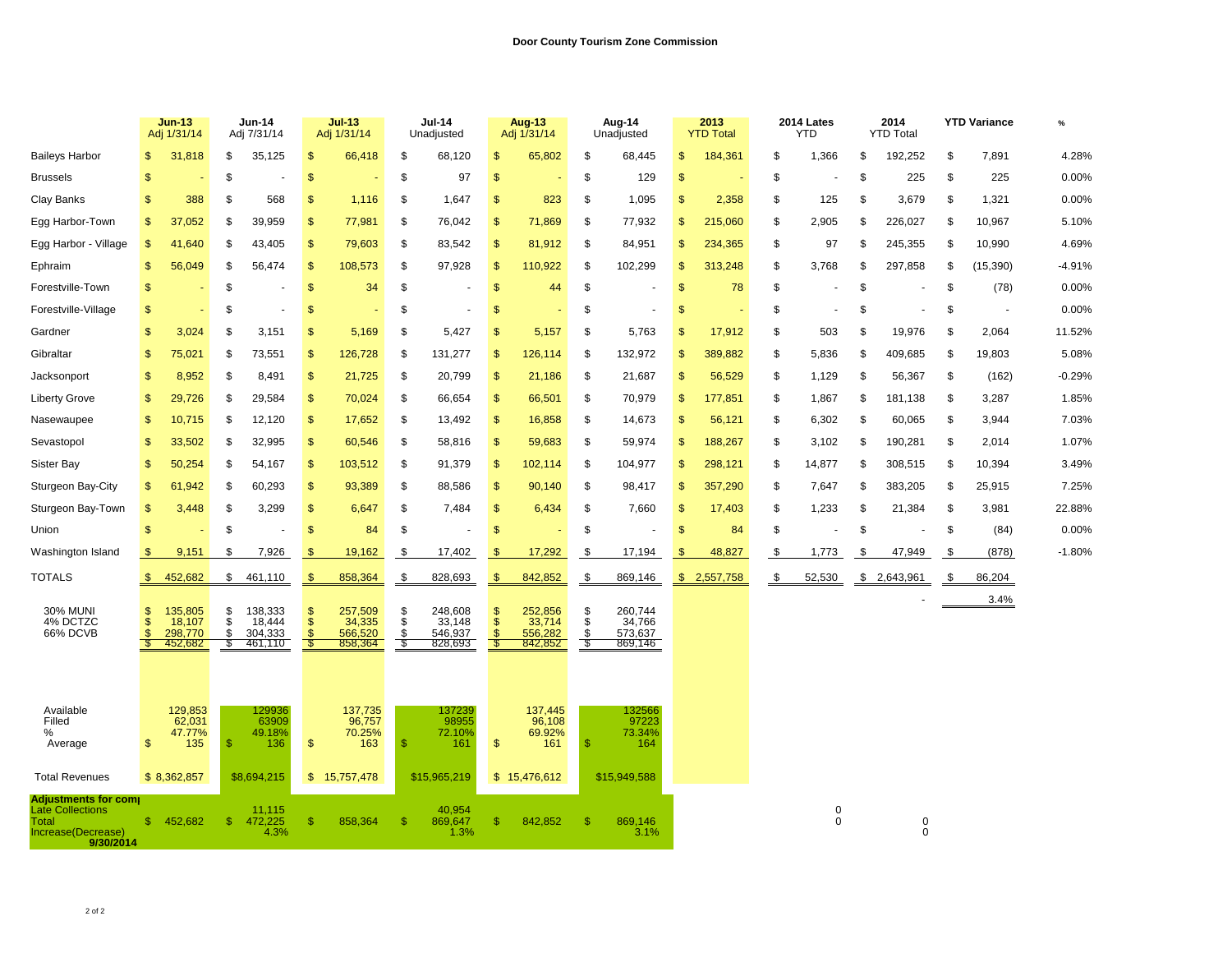## Door County Tourism Zone Commission

| | Jun-13 Adj 1/31/14 | Jun-14 Adj 7/31/14 | Jul-13 Adj 1/31/14 | Jul-14 Unadjusted | Aug-13 Adj 1/31/14 | Aug-14 Unadjusted | 2013 YTD Total | 2014 Lates YTD | 2014 YTD Total | YTD Variance | % |
|---|---|---|---|---|---|---|---|---|---|---|---|
| Baileys Harbor | $ 31,818 | $ 35,125 | $ 66,418 | $ 68,120 | $ 65,802 | $ 68,445 | $ 184,361 | $ 1,366 | $ 192,252 | $ 7,891 | 4.28% |
| Brussels | $ - | $ - | $ - | $ 97 | $ - | $ 129 | $ - | $ - | $ 225 | $ 225 | 0.00% |
| Clay Banks | $ 388 | $ 568 | $ 1,116 | $ 1,647 | $ 823 | $ 1,095 | $ 2,358 | $ 125 | $ 3,679 | $ 1,321 | 0.00% |
| Egg Harbor-Town | $ 37,052 | $ 39,959 | $ 77,981 | $ 76,042 | $ 71,869 | $ 77,932 | $ 215,060 | $ 2,905 | $ 226,027 | $ 10,967 | 5.10% |
| Egg Harbor - Village | $ 41,640 | $ 43,405 | $ 79,603 | $ 83,542 | $ 81,912 | $ 84,951 | $ 234,365 | $ 97 | $ 245,355 | $ 10,990 | 4.69% |
| Ephraim | $ 56,049 | $ 56,474 | $ 108,573 | $ 97,928 | $ 110,922 | $ 102,299 | $ 313,248 | $ 3,768 | $ 297,858 | $ (15,390) | -4.91% |
| Forestville-Town | $ - | $ - | $ 34 | $ - | $ 44 | $ - | $ 78 | $ - | $ - | $ (78) | 0.00% |
| Forestville-Village | $ - | $ - | $ - | $ - | $ - | $ - | $ - | $ - | $ - | $ - | 0.00% |
| Gardner | $ 3,024 | $ 3,151 | $ 5,169 | $ 5,427 | $ 5,157 | $ 5,763 | $ 17,912 | $ 503 | $ 19,976 | $ 2,064 | 11.52% |
| Gibraltar | $ 75,021 | $ 73,551 | $ 126,728 | $ 131,277 | $ 126,114 | $ 132,972 | $ 389,882 | $ 5,836 | $ 409,685 | $ 19,803 | 5.08% |
| Jacksonport | $ 8,952 | $ 8,491 | $ 21,725 | $ 20,799 | $ 21,186 | $ 21,687 | $ 56,529 | $ 1,129 | $ 56,367 | $ (162) | -0.29% |
| Liberty Grove | $ 29,726 | $ 29,584 | $ 70,024 | $ 66,654 | $ 66,501 | $ 70,979 | $ 177,851 | $ 1,867 | $ 181,138 | $ 3,287 | 1.85% |
| Nasewaupee | $ 10,715 | $ 12,120 | $ 17,652 | $ 13,492 | $ 16,858 | $ 14,673 | $ 56,121 | $ 6,302 | $ 60,065 | $ 3,944 | 7.03% |
| Sevastopol | $ 33,502 | $ 32,995 | $ 60,546 | $ 58,816 | $ 59,683 | $ 59,974 | $ 188,267 | $ 3,102 | $ 190,281 | $ 2,014 | 1.07% |
| Sister Bay | $ 50,254 | $ 54,167 | $ 103,512 | $ 91,379 | $ 102,114 | $ 104,977 | $ 298,121 | $ 14,877 | $ 308,515 | $ 10,394 | 3.49% |
| Sturgeon Bay-City | $ 61,942 | $ 60,293 | $ 93,389 | $ 88,586 | $ 90,140 | $ 98,417 | $ 357,290 | $ 7,647 | $ 383,205 | $ 25,915 | 7.25% |
| Sturgeon Bay-Town | $ 3,448 | $ 3,299 | $ 6,647 | $ 7,484 | $ 6,434 | $ 7,660 | $ 17,403 | $ 1,233 | $ 21,384 | $ 3,981 | 22.88% |
| Union | $ - | $ - | $ 84 | $ - | $ - | $ - | $ 84 | $ - | $ - | $ (84) | 0.00% |
| Washington Island | $ 9,151 | $ 7,926 | $ 19,162 | $ 17,402 | $ 17,292 | $ 17,194 | $ 48,827 | $ 1,773 | $ 47,949 | $ (878) | -1.80% |
| TOTALS | $ 452,682 | $ 461,110 | $ 858,364 | $ 828,693 | $ 842,852 | $ 869,146 | $ 2,557,758 | $ 52,530 | $ 2,643,961 | $ 86,204 | |
| | | | | | | | | | - | 3.4% | |
| 30% MUNI | $ 135,805 | $ 138,333 | $ 257,509 | $ 248,608 | $ 252,856 | $ 260,744 | | | | | |
| 4% DCTZC | $ 18,107 | $ 18,444 | $ 34,335 | $ 33,148 | $ 33,714 | $ 34,766 | | | | | |
| 66% DCVB | $ 298,770 | $ 304,333 | $ 566,520 | $ 546,937 | $ 556,282 | $ 573,637 | | | | | |
| | $ 452,682 | $ 461,110 | $ 858,364 | $ 828,693 | $ 842,852 | $ 869,146 | | | | | |
| Available | 129,853 | 129936 | 137,735 | 137239 | 137,445 | 132566 | | | | | |
| Filled | 62,031 | 63909 | 96,757 | 98955 | 96,108 | 97223 | | | | | |
| % | 47.77% | 49.18% | 70.25% | 72.10% | 69.92% | 73.34% | | | | | |
| Average | $ 135 | $ 136 | $ 163 | $ 161 | $ 161 | $ 164 | | | | | |
| Total Revenues | $ 8,362,857 | $8,694,215 | $ 15,757,478 | $15,965,219 | $ 15,476,612 | $15,949,588 | | | | | |
| **Adjustments for comp** | | | | | | | | | | | |
| Late Collections | | 11,115 | | 40,954 | | | | 0 | | | |
| Total | $ 452,682 | $ 472,225 | $ 858,364 | $ 869,647 | $ 842,852 | $ 869,146 | | 0 | 0 | | |
| Increase(Decrease) | | 4.3% | | 1.3% | | 3.1% | | | 0 | | |
| **9/30/2014** | | | | | | | | | | | |